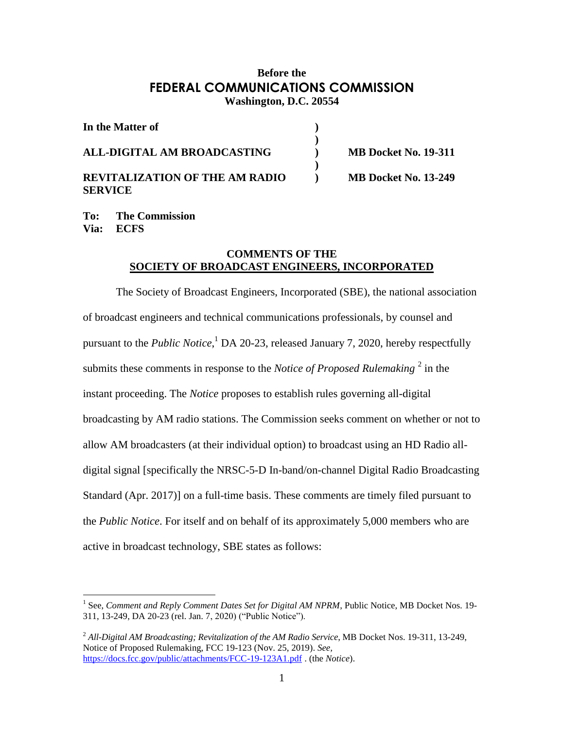**Before the**

# FEDERAL COMMUNICATIONS COMMISSION

**Washington, D.C. 20554**

| | | |
|---|---|---|
| **In the Matter of** | **)** | |
| | **)** | |
| **ALL-DIGITAL AM BROADCASTING** | **)** | **MB Docket No. 19-311** |
| | **)** | |
| **REVITALIZATION OF THE AM RADIO SERVICE** | **)** | **MB Docket No. 13-249** |

**To: The Commission**
**Via: ECFS**

## COMMENTS OF THE SOCIETY OF BROADCAST ENGINEERS, INCORPORATED

The Society of Broadcast Engineers, Incorporated (SBE), the national association of broadcast engineers and technical communications professionals, by counsel and pursuant to the *Public Notice*,[1] DA 20-23, released January 7, 2020, hereby respectfully submits these comments in response to the *Notice of Proposed Rulemaking* [2] in the instant proceeding. The *Notice* proposes to establish rules governing all-digital broadcasting by AM radio stations. The Commission seeks comment on whether or not to allow AM broadcasters (at their individual option) to broadcast using an HD Radio all-digital signal [specifically the NRSC-5-D In-band/on-channel Digital Radio Broadcasting Standard (Apr. 2017)] on a full-time basis. These comments are timely filed pursuant to the *Public Notice*. For itself and on behalf of its approximately 5,000 members who are active in broadcast technology, SBE states as follows:

---

[1] See, *Comment and Reply Comment Dates Set for Digital AM NPRM*, Public Notice, MB Docket Nos. 19-311, 13-249, DA 20-23 (rel. Jan. 7, 2020) ("Public Notice").

[2] *All-Digital AM Broadcasting; Revitalization of the AM Radio Service*, MB Docket Nos. 19-311, 13-249, Notice of Proposed Rulemaking, FCC 19-123 (Nov. 25, 2019). *See,* https://docs.fcc.gov/public/attachments/FCC-19-123A1.pdf . (the *Notice*).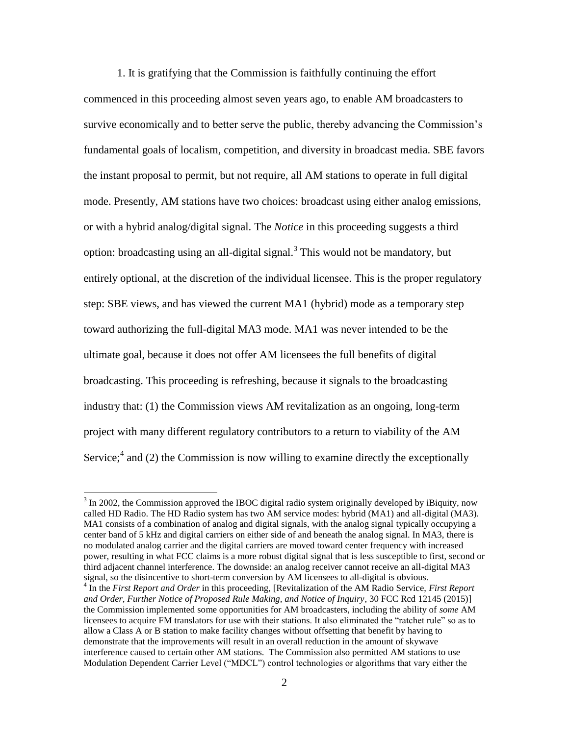1. It is gratifying that the Commission is faithfully continuing the effort commenced in this proceeding almost seven years ago, to enable AM broadcasters to survive economically and to better serve the public, thereby advancing the Commission's fundamental goals of localism, competition, and diversity in broadcast media. SBE favors the instant proposal to permit, but not require, all AM stations to operate in full digital mode. Presently, AM stations have two choices: broadcast using either analog emissions, or with a hybrid analog/digital signal. The *Notice* in this proceeding suggests a third option: broadcasting using an all-digital signal.[3] This would not be mandatory, but entirely optional, at the discretion of the individual licensee. This is the proper regulatory step: SBE views, and has viewed the current MA1 (hybrid) mode as a temporary step toward authorizing the full-digital MA3 mode. MA1 was never intended to be the ultimate goal, because it does not offer AM licensees the full benefits of digital broadcasting. This proceeding is refreshing, because it signals to the broadcasting industry that: (1) the Commission views AM revitalization as an ongoing, long-term project with many different regulatory contributors to a return to viability of the AM Service;[4] and (2) the Commission is now willing to examine directly the exceptionally

---

[3] In 2002, the Commission approved the IBOC digital radio system originally developed by iBiquity, now called HD Radio. The HD Radio system has two AM service modes: hybrid (MA1) and all-digital (MA3). MA1 consists of a combination of analog and digital signals, with the analog signal typically occupying a center band of 5 kHz and digital carriers on either side of and beneath the analog signal. In MA3, there is no modulated analog carrier and the digital carriers are moved toward center frequency with increased power, resulting in what FCC claims is a more robust digital signal that is less susceptible to first, second or third adjacent channel interference. The downside: an analog receiver cannot receive an all-digital MA3 signal, so the disincentive to short-term conversion by AM licensees to all-digital is obvious.

[4] In the *First Report and Order* in this proceeding, [Revitalization of the AM Radio Service, *First Report and Order, Further Notice of Proposed Rule Making, and Notice of Inquiry*, 30 FCC Rcd 12145 (2015)] the Commission implemented some opportunities for AM broadcasters, including the ability of *some* AM licensees to acquire FM translators for use with their stations. It also eliminated the "ratchet rule" so as to allow a Class A or B station to make facility changes without offsetting that benefit by having to demonstrate that the improvements will result in an overall reduction in the amount of skywave interference caused to certain other AM stations. The Commission also permitted AM stations to use Modulation Dependent Carrier Level ("MDCL") control technologies or algorithms that vary either the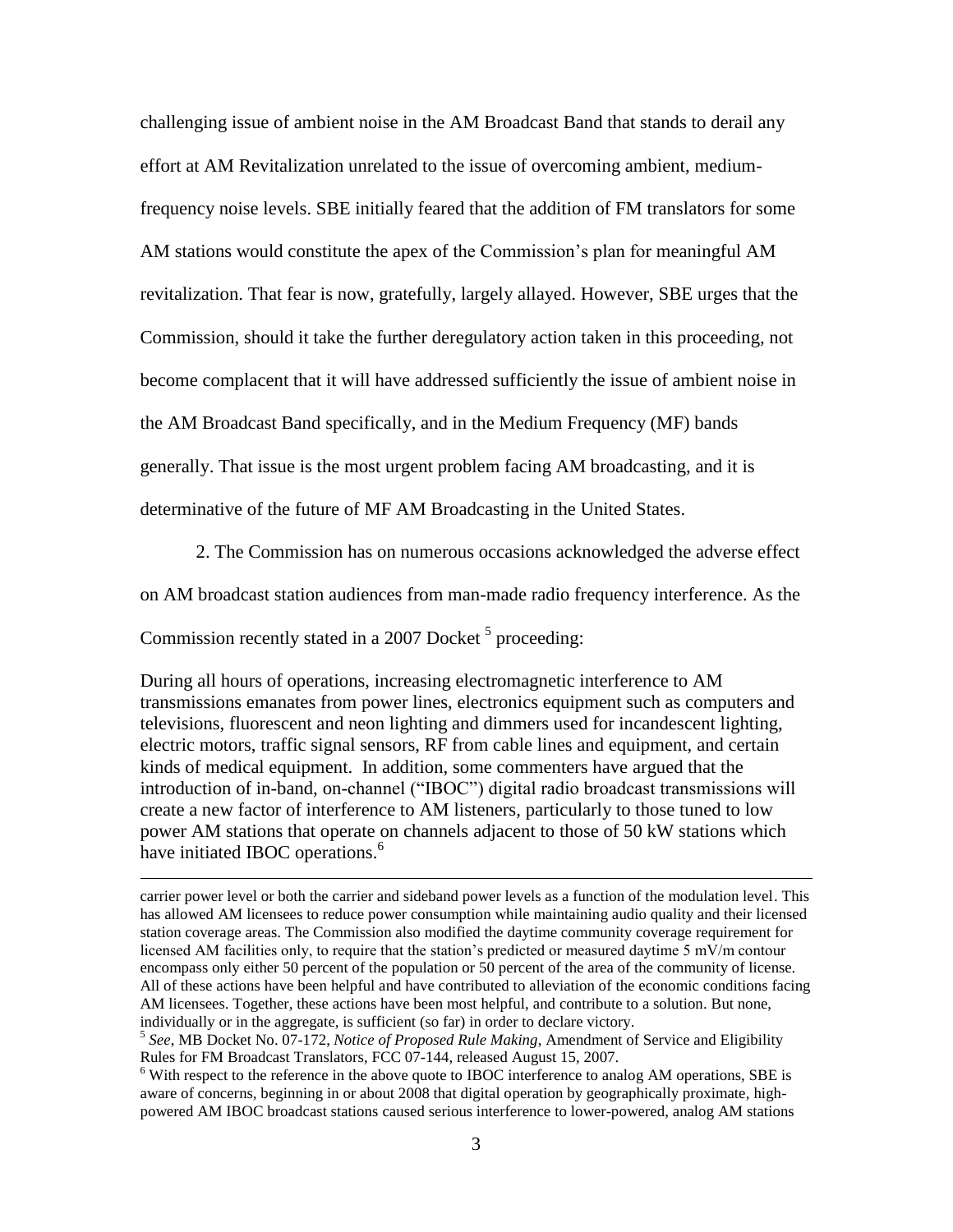challenging issue of ambient noise in the AM Broadcast Band that stands to derail any effort at AM Revitalization unrelated to the issue of overcoming ambient, medium-frequency noise levels. SBE initially feared that the addition of FM translators for some AM stations would constitute the apex of the Commission's plan for meaningful AM revitalization. That fear is now, gratefully, largely allayed. However, SBE urges that the Commission, should it take the further deregulatory action taken in this proceeding, not become complacent that it will have addressed sufficiently the issue of ambient noise in the AM Broadcast Band specifically, and in the Medium Frequency (MF) bands generally. That issue is the most urgent problem facing AM broadcasting, and it is determinative of the future of MF AM Broadcasting in the United States.

2. The Commission has on numerous occasions acknowledged the adverse effect on AM broadcast station audiences from man-made radio frequency interference. As the Commission recently stated in a 2007 Docket [5] proceeding:

> During all hours of operations, increasing electromagnetic interference to AM transmissions emanates from power lines, electronics equipment such as computers and televisions, fluorescent and neon lighting and dimmers used for incandescent lighting, electric motors, traffic signal sensors, RF from cable lines and equipment, and certain kinds of medical equipment. In addition, some commenters have argued that the introduction of in-band, on-channel ("IBOC") digital radio broadcast transmissions will create a new factor of interference to AM listeners, particularly to those tuned to low power AM stations that operate on channels adjacent to those of 50 kW stations which have initiated IBOC operations.[6]

---

carrier power level or both the carrier and sideband power levels as a function of the modulation level. This has allowed AM licensees to reduce power consumption while maintaining audio quality and their licensed station coverage areas. The Commission also modified the daytime community coverage requirement for licensed AM facilities only, to require that the station's predicted or measured daytime 5 mV/m contour encompass only either 50 percent of the population or 50 percent of the area of the community of license. All of these actions have been helpful and have contributed to alleviation of the economic conditions facing AM licensees. Together, these actions have been most helpful, and contribute to a solution. But none, individually or in the aggregate, is sufficient (so far) in order to declare victory.

[5] *See*, MB Docket No. 07-172, *Notice of Proposed Rule Making*, Amendment of Service and Eligibility Rules for FM Broadcast Translators, FCC 07-144, released August 15, 2007.

[6] With respect to the reference in the above quote to IBOC interference to analog AM operations, SBE is aware of concerns, beginning in or about 2008 that digital operation by geographically proximate, high-powered AM IBOC broadcast stations caused serious interference to lower-powered, analog AM stations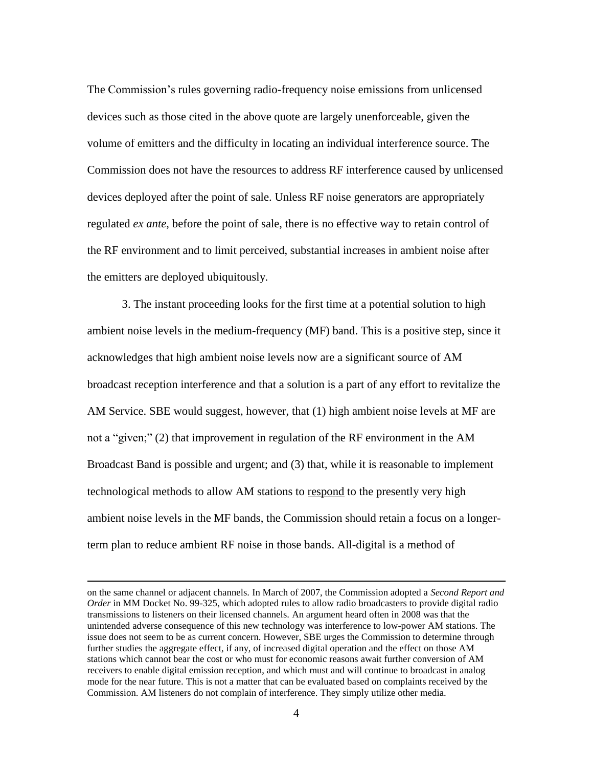The Commission's rules governing radio-frequency noise emissions from unlicensed devices such as those cited in the above quote are largely unenforceable, given the volume of emitters and the difficulty in locating an individual interference source. The Commission does not have the resources to address RF interference caused by unlicensed devices deployed after the point of sale. Unless RF noise generators are appropriately regulated *ex ante*, before the point of sale, there is no effective way to retain control of the RF environment and to limit perceived, substantial increases in ambient noise after the emitters are deployed ubiquitously.

3. The instant proceeding looks for the first time at a potential solution to high ambient noise levels in the medium-frequency (MF) band. This is a positive step, since it acknowledges that high ambient noise levels now are a significant source of AM broadcast reception interference and that a solution is a part of any effort to revitalize the AM Service. SBE would suggest, however, that (1) high ambient noise levels at MF are not a "given;" (2) that improvement in regulation of the RF environment in the AM Broadcast Band is possible and urgent; and (3) that, while it is reasonable to implement technological methods to allow AM stations to <u>respond</u> to the presently very high ambient noise levels in the MF bands, the Commission should retain a focus on a longer-term plan to reduce ambient RF noise in those bands. All-digital is a method of

---

on the same channel or adjacent channels. In March of 2007, the Commission adopted a *Second Report and Order* in MM Docket No. 99-325, which adopted rules to allow radio broadcasters to provide digital radio transmissions to listeners on their licensed channels. An argument heard often in 2008 was that the unintended adverse consequence of this new technology was interference to low-power AM stations. The issue does not seem to be as current concern. However, SBE urges the Commission to determine through further studies the aggregate effect, if any, of increased digital operation and the effect on those AM stations which cannot bear the cost or who must for economic reasons await further conversion of AM receivers to enable digital emission reception, and which must and will continue to broadcast in analog mode for the near future. This is not a matter that can be evaluated based on complaints received by the Commission. AM listeners do not complain of interference. They simply utilize other media.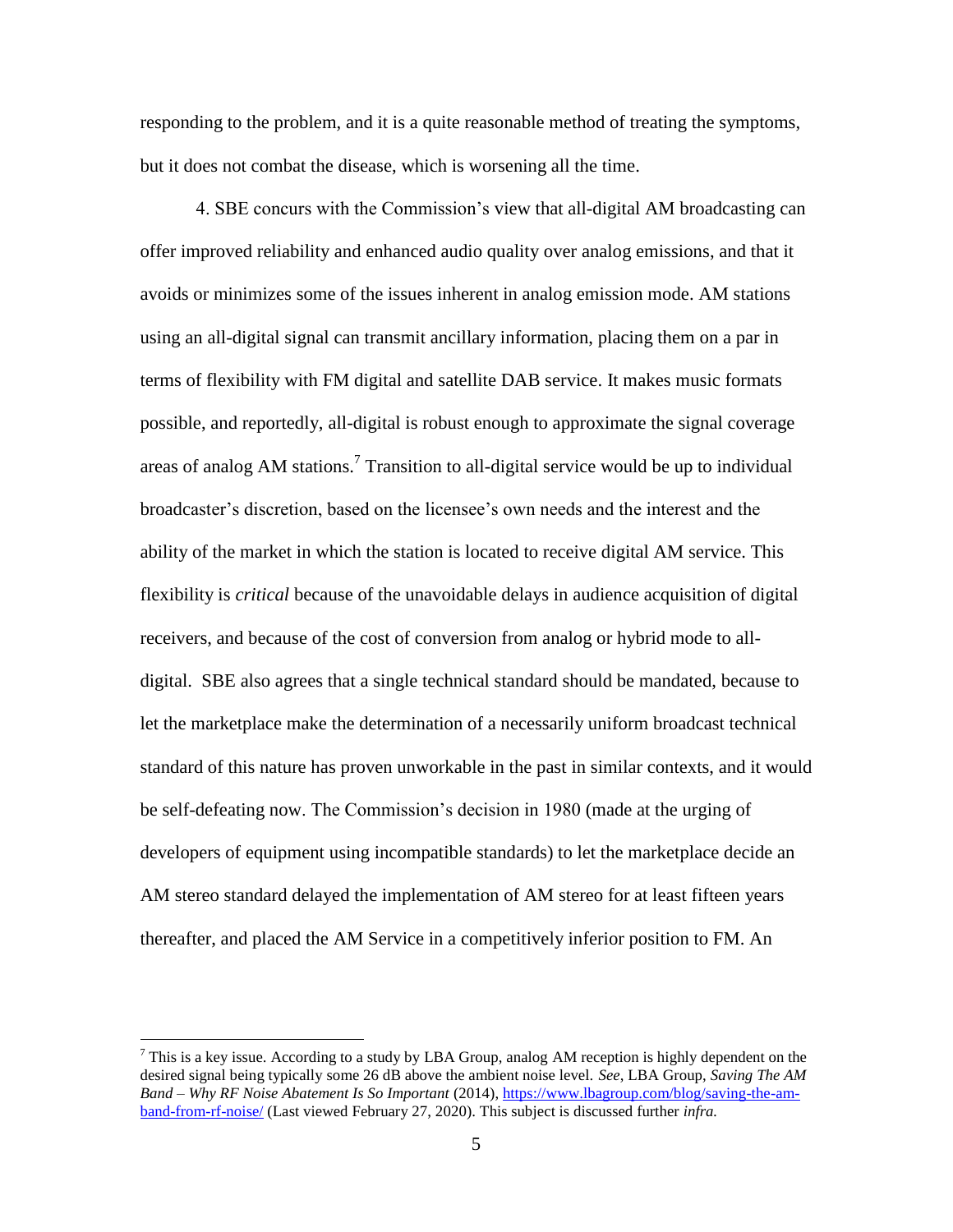responding to the problem, and it is a quite reasonable method of treating the symptoms, but it does not combat the disease, which is worsening all the time.

4. SBE concurs with the Commission's view that all-digital AM broadcasting can offer improved reliability and enhanced audio quality over analog emissions, and that it avoids or minimizes some of the issues inherent in analog emission mode. AM stations using an all-digital signal can transmit ancillary information, placing them on a par in terms of flexibility with FM digital and satellite DAB service. It makes music formats possible, and reportedly, all-digital is robust enough to approximate the signal coverage areas of analog AM stations.[7] Transition to all-digital service would be up to individual broadcaster's discretion, based on the licensee's own needs and the interest and the ability of the market in which the station is located to receive digital AM service. This flexibility is *critical* because of the unavoidable delays in audience acquisition of digital receivers, and because of the cost of conversion from analog or hybrid mode to all-digital. SBE also agrees that a single technical standard should be mandated, because to let the marketplace make the determination of a necessarily uniform broadcast technical standard of this nature has proven unworkable in the past in similar contexts, and it would be self-defeating now. The Commission's decision in 1980 (made at the urging of developers of equipment using incompatible standards) to let the marketplace decide an AM stereo standard delayed the implementation of AM stereo for at least fifteen years thereafter, and placed the AM Service in a competitively inferior position to FM. An

---

[7] This is a key issue. According to a study by LBA Group, analog AM reception is highly dependent on the desired signal being typically some 26 dB above the ambient noise level. *See*, LBA Group, *Saving The AM Band – Why RF Noise Abatement Is So Important* (2014), [https://www.lbagroup.com/blog/saving-the-am-band-from-rf-noise/](https://www.lbagroup.com/blog/saving-the-am-band-from-rf-noise/) (Last viewed February 27, 2020). This subject is discussed further *infra.*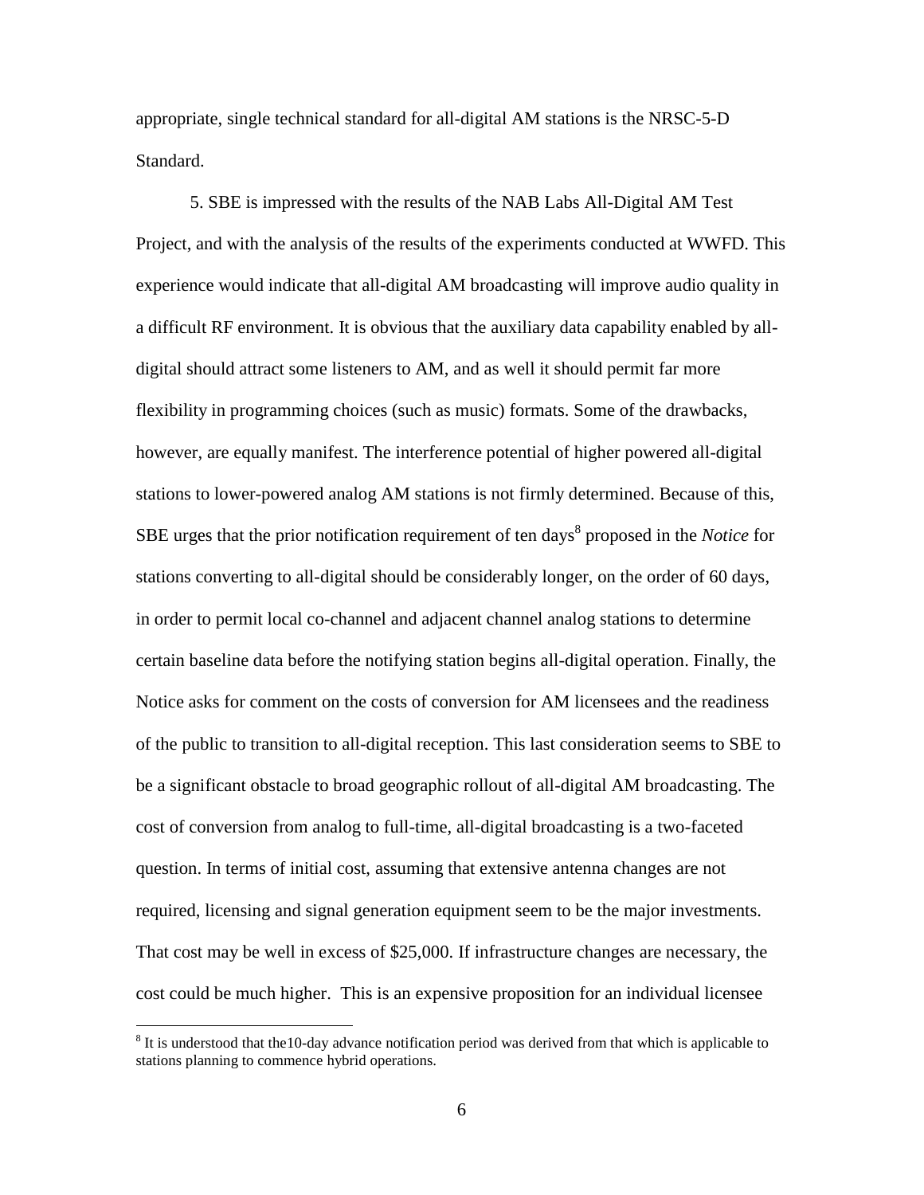appropriate, single technical standard for all-digital AM stations is the NRSC-5-D Standard.

5. SBE is impressed with the results of the NAB Labs All-Digital AM Test Project, and with the analysis of the results of the experiments conducted at WWFD. This experience would indicate that all-digital AM broadcasting will improve audio quality in a difficult RF environment. It is obvious that the auxiliary data capability enabled by all-digital should attract some listeners to AM, and as well it should permit far more flexibility in programming choices (such as music) formats. Some of the drawbacks, however, are equally manifest. The interference potential of higher powered all-digital stations to lower-powered analog AM stations is not firmly determined. Because of this, SBE urges that the prior notification requirement of ten days[8] proposed in the *Notice* for stations converting to all-digital should be considerably longer, on the order of 60 days, in order to permit local co-channel and adjacent channel analog stations to determine certain baseline data before the notifying station begins all-digital operation. Finally, the Notice asks for comment on the costs of conversion for AM licensees and the readiness of the public to transition to all-digital reception. This last consideration seems to SBE to be a significant obstacle to broad geographic rollout of all-digital AM broadcasting. The cost of conversion from analog to full-time, all-digital broadcasting is a two-faceted question. In terms of initial cost, assuming that extensive antenna changes are not required, licensing and signal generation equipment seem to be the major investments. That cost may be well in excess of $25,000. If infrastructure changes are necessary, the cost could be much higher. This is an expensive proposition for an individual licensee

---

[8] It is understood that the10-day advance notification period was derived from that which is applicable to stations planning to commence hybrid operations.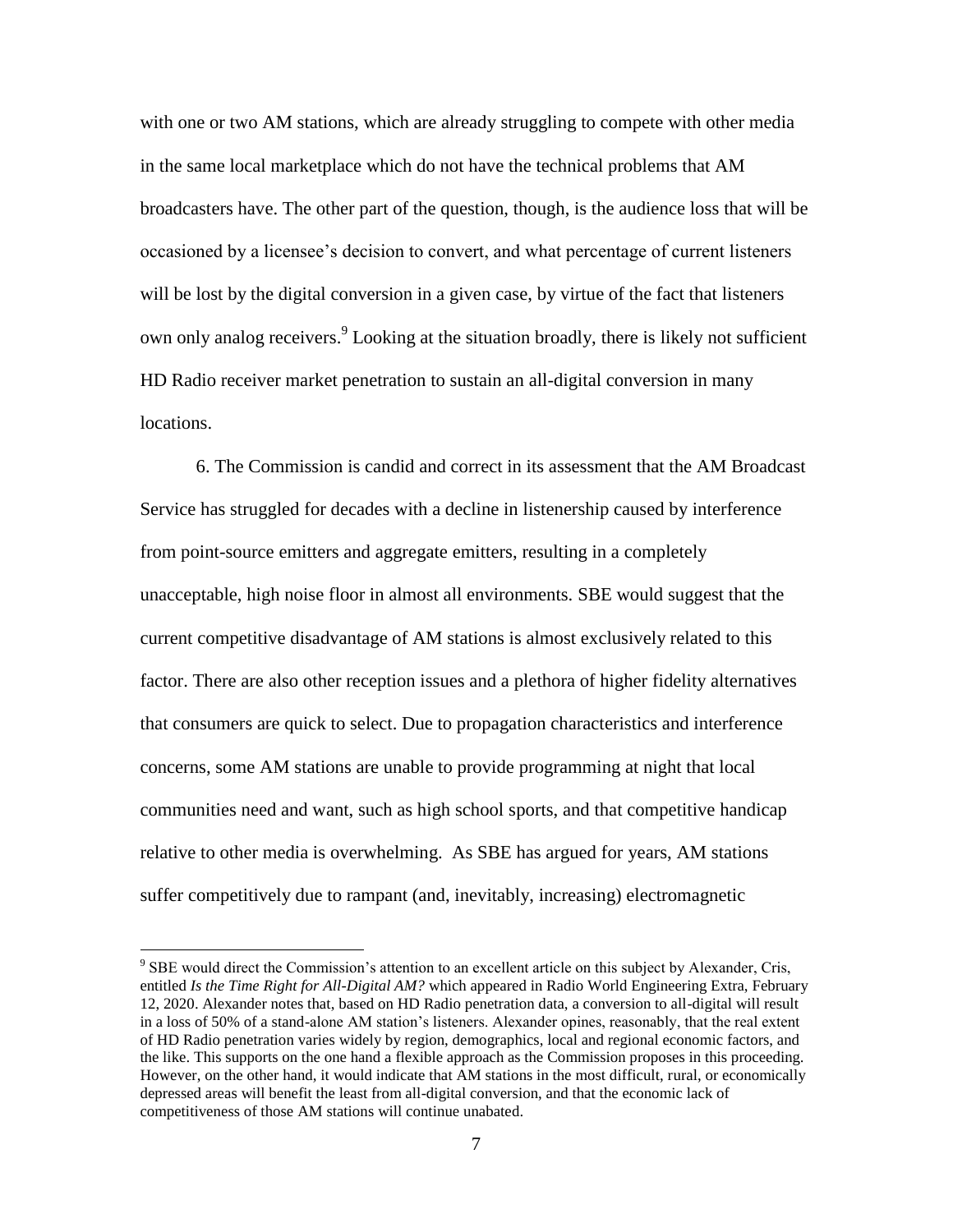with one or two AM stations, which are already struggling to compete with other media in the same local marketplace which do not have the technical problems that AM broadcasters have. The other part of the question, though, is the audience loss that will be occasioned by a licensee's decision to convert, and what percentage of current listeners will be lost by the digital conversion in a given case, by virtue of the fact that listeners own only analog receivers.[9] Looking at the situation broadly, there is likely not sufficient HD Radio receiver market penetration to sustain an all-digital conversion in many locations.

6. The Commission is candid and correct in its assessment that the AM Broadcast Service has struggled for decades with a decline in listenership caused by interference from point-source emitters and aggregate emitters, resulting in a completely unacceptable, high noise floor in almost all environments. SBE would suggest that the current competitive disadvantage of AM stations is almost exclusively related to this factor. There are also other reception issues and a plethora of higher fidelity alternatives that consumers are quick to select. Due to propagation characteristics and interference concerns, some AM stations are unable to provide programming at night that local communities need and want, such as high school sports, and that competitive handicap relative to other media is overwhelming. As SBE has argued for years, AM stations suffer competitively due to rampant (and, inevitably, increasing) electromagnetic

---

[9] SBE would direct the Commission's attention to an excellent article on this subject by Alexander, Cris, entitled *Is the Time Right for All-Digital AM?* which appeared in Radio World Engineering Extra, February 12, 2020. Alexander notes that, based on HD Radio penetration data, a conversion to all-digital will result in a loss of 50% of a stand-alone AM station's listeners. Alexander opines, reasonably, that the real extent of HD Radio penetration varies widely by region, demographics, local and regional economic factors, and the like. This supports on the one hand a flexible approach as the Commission proposes in this proceeding. However, on the other hand, it would indicate that AM stations in the most difficult, rural, or economically depressed areas will benefit the least from all-digital conversion, and that the economic lack of competitiveness of those AM stations will continue unabated.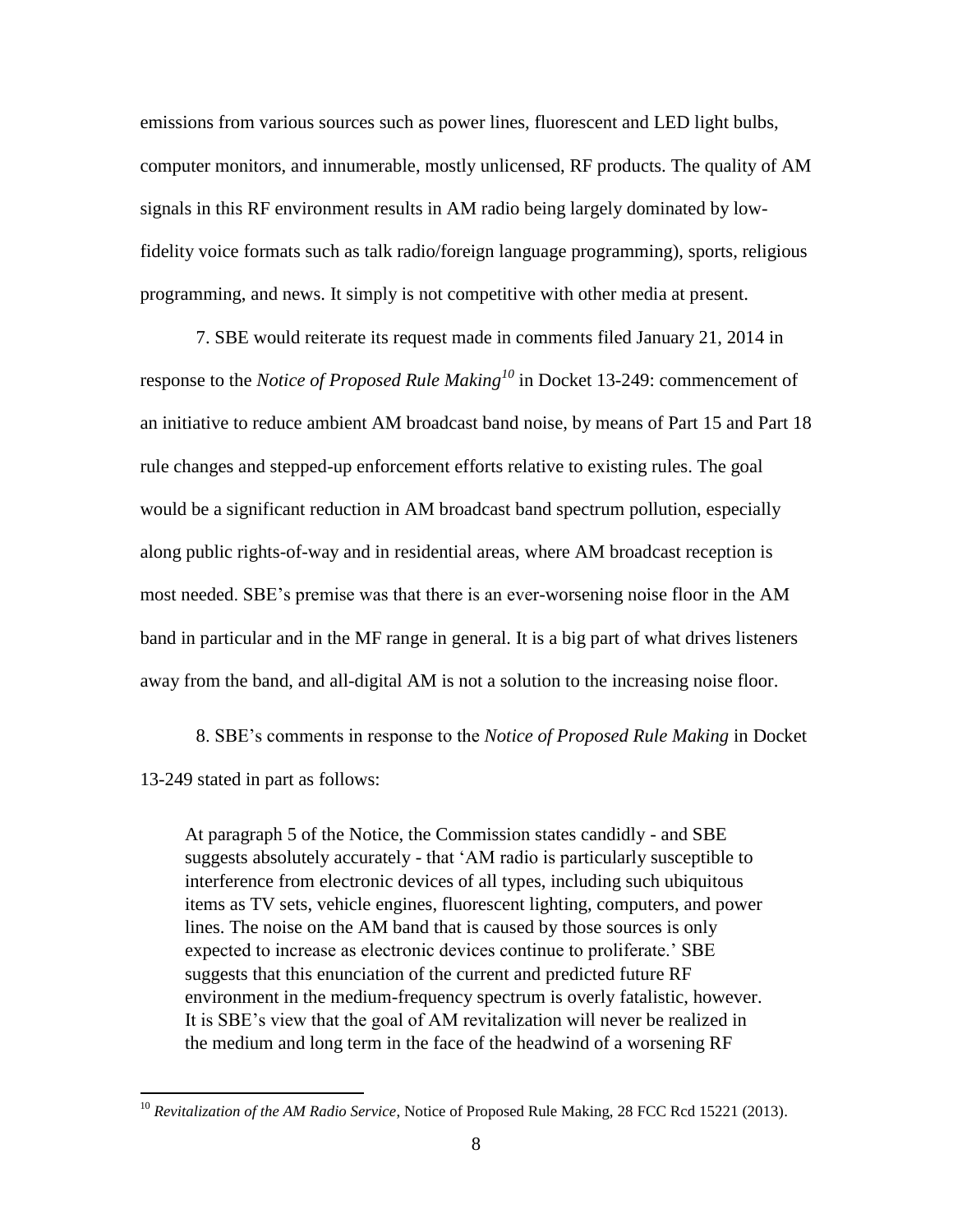emissions from various sources such as power lines, fluorescent and LED light bulbs, computer monitors, and innumerable, mostly unlicensed, RF products. The quality of AM signals in this RF environment results in AM radio being largely dominated by low-fidelity voice formats such as talk radio/foreign language programming), sports, religious programming, and news. It simply is not competitive with other media at present.

7. SBE would reiterate its request made in comments filed January 21, 2014 in response to the *Notice of Proposed Rule Making*[10] in Docket 13-249: commencement of an initiative to reduce ambient AM broadcast band noise, by means of Part 15 and Part 18 rule changes and stepped-up enforcement efforts relative to existing rules. The goal would be a significant reduction in AM broadcast band spectrum pollution, especially along public rights-of-way and in residential areas, where AM broadcast reception is most needed. SBE's premise was that there is an ever-worsening noise floor in the AM band in particular and in the MF range in general. It is a big part of what drives listeners away from the band, and all-digital AM is not a solution to the increasing noise floor.

8. SBE's comments in response to the *Notice of Proposed Rule Making* in Docket 13-249 stated in part as follows:

> At paragraph 5 of the Notice, the Commission states candidly - and SBE suggests absolutely accurately - that 'AM radio is particularly susceptible to interference from electronic devices of all types, including such ubiquitous items as TV sets, vehicle engines, fluorescent lighting, computers, and power lines. The noise on the AM band that is caused by those sources is only expected to increase as electronic devices continue to proliferate.' SBE suggests that this enunciation of the current and predicted future RF environment in the medium-frequency spectrum is overly fatalistic, however. It is SBE's view that the goal of AM revitalization will never be realized in the medium and long term in the face of the headwind of a worsening RF

[10] *Revitalization of the AM Radio Service*, Notice of Proposed Rule Making, 28 FCC Rcd 15221 (2013).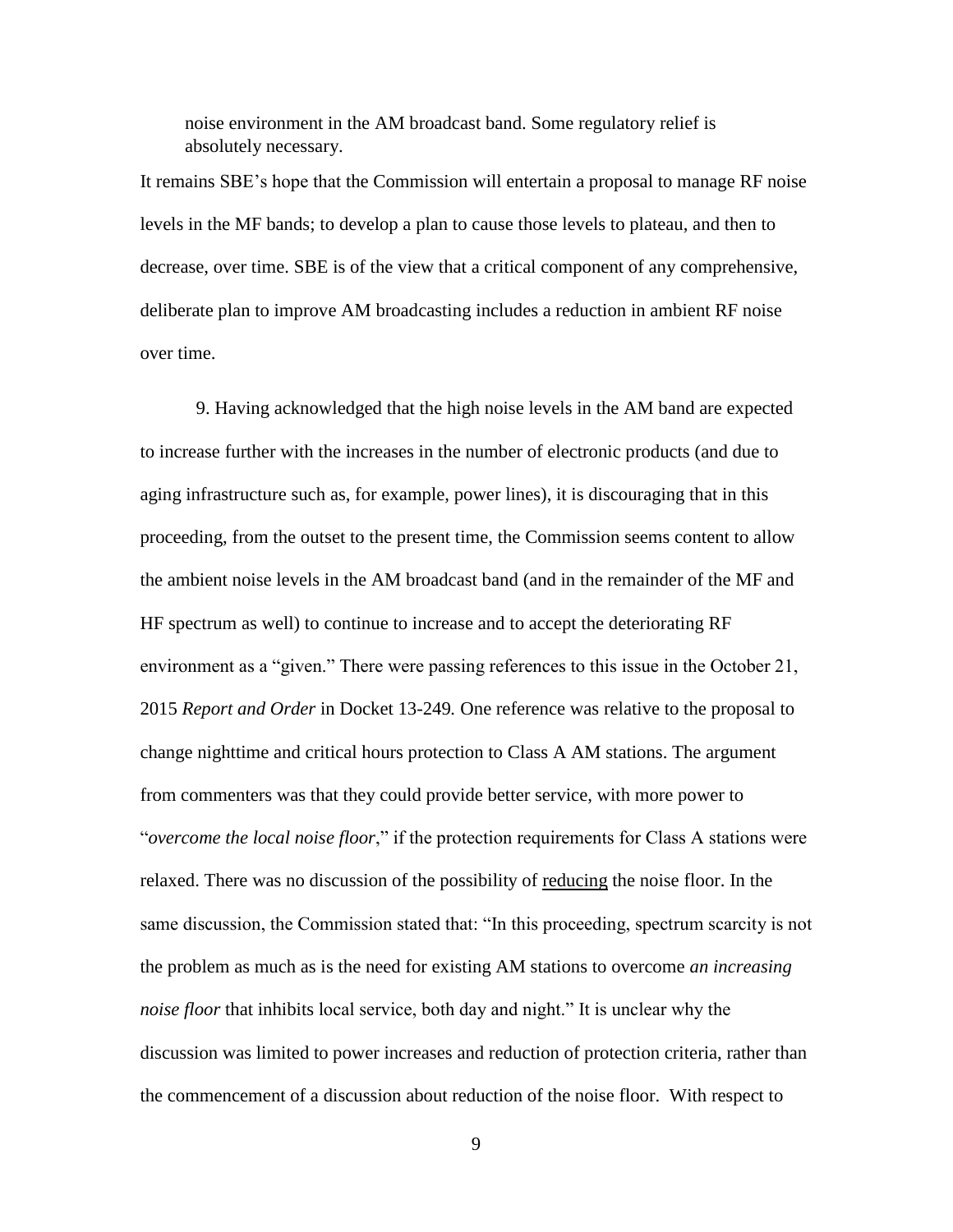> noise environment in the AM broadcast band. Some regulatory relief is absolutely necessary.

It remains SBE's hope that the Commission will entertain a proposal to manage RF noise levels in the MF bands; to develop a plan to cause those levels to plateau, and then to decrease, over time. SBE is of the view that a critical component of any comprehensive, deliberate plan to improve AM broadcasting includes a reduction in ambient RF noise over time.

9. Having acknowledged that the high noise levels in the AM band are expected to increase further with the increases in the number of electronic products (and due to aging infrastructure such as, for example, power lines), it is discouraging that in this proceeding, from the outset to the present time, the Commission seems content to allow the ambient noise levels in the AM broadcast band (and in the remainder of the MF and HF spectrum as well) to continue to increase and to accept the deteriorating RF environment as a "given." There were passing references to this issue in the October 21, 2015 *Report and Order* in Docket 13-249*.* One reference was relative to the proposal to change nighttime and critical hours protection to Class A AM stations. The argument from commenters was that they could provide better service, with more power to "*overcome the local noise floor*," if the protection requirements for Class A stations were relaxed. There was no discussion of the possibility of <u>reducing</u> the noise floor. In the same discussion, the Commission stated that: "In this proceeding, spectrum scarcity is not the problem as much as is the need for existing AM stations to overcome *an increasing noise floor* that inhibits local service, both day and night." It is unclear why the discussion was limited to power increases and reduction of protection criteria, rather than the commencement of a discussion about reduction of the noise floor. With respect to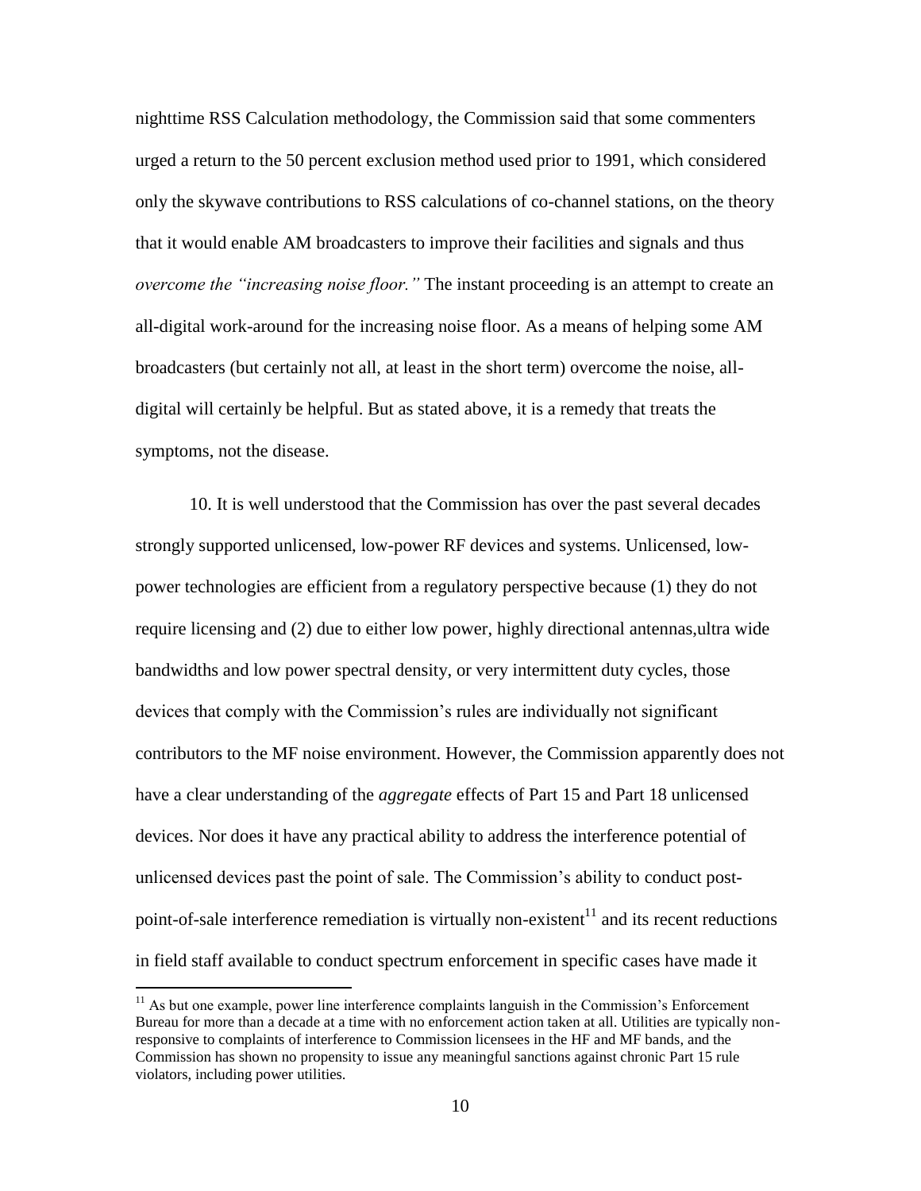nighttime RSS Calculation methodology, the Commission said that some commenters urged a return to the 50 percent exclusion method used prior to 1991, which considered only the skywave contributions to RSS calculations of co-channel stations, on the theory that it would enable AM broadcasters to improve their facilities and signals and thus *overcome the "increasing noise floor."* The instant proceeding is an attempt to create an all-digital work-around for the increasing noise floor. As a means of helping some AM broadcasters (but certainly not all, at least in the short term) overcome the noise, all-digital will certainly be helpful. But as stated above, it is a remedy that treats the symptoms, not the disease.

10. It is well understood that the Commission has over the past several decades strongly supported unlicensed, low-power RF devices and systems. Unlicensed, low-power technologies are efficient from a regulatory perspective because (1) they do not require licensing and (2) due to either low power, highly directional antennas,ultra wide bandwidths and low power spectral density, or very intermittent duty cycles, those devices that comply with the Commission's rules are individually not significant contributors to the MF noise environment. However, the Commission apparently does not have a clear understanding of the *aggregate* effects of Part 15 and Part 18 unlicensed devices. Nor does it have any practical ability to address the interference potential of unlicensed devices past the point of sale. The Commission's ability to conduct post-point-of-sale interference remediation is virtually non-existent[11] and its recent reductions in field staff available to conduct spectrum enforcement in specific cases have made it

[11] As but one example, power line interference complaints languish in the Commission's Enforcement Bureau for more than a decade at a time with no enforcement action taken at all. Utilities are typically non-responsive to complaints of interference to Commission licensees in the HF and MF bands, and the Commission has shown no propensity to issue any meaningful sanctions against chronic Part 15 rule violators, including power utilities.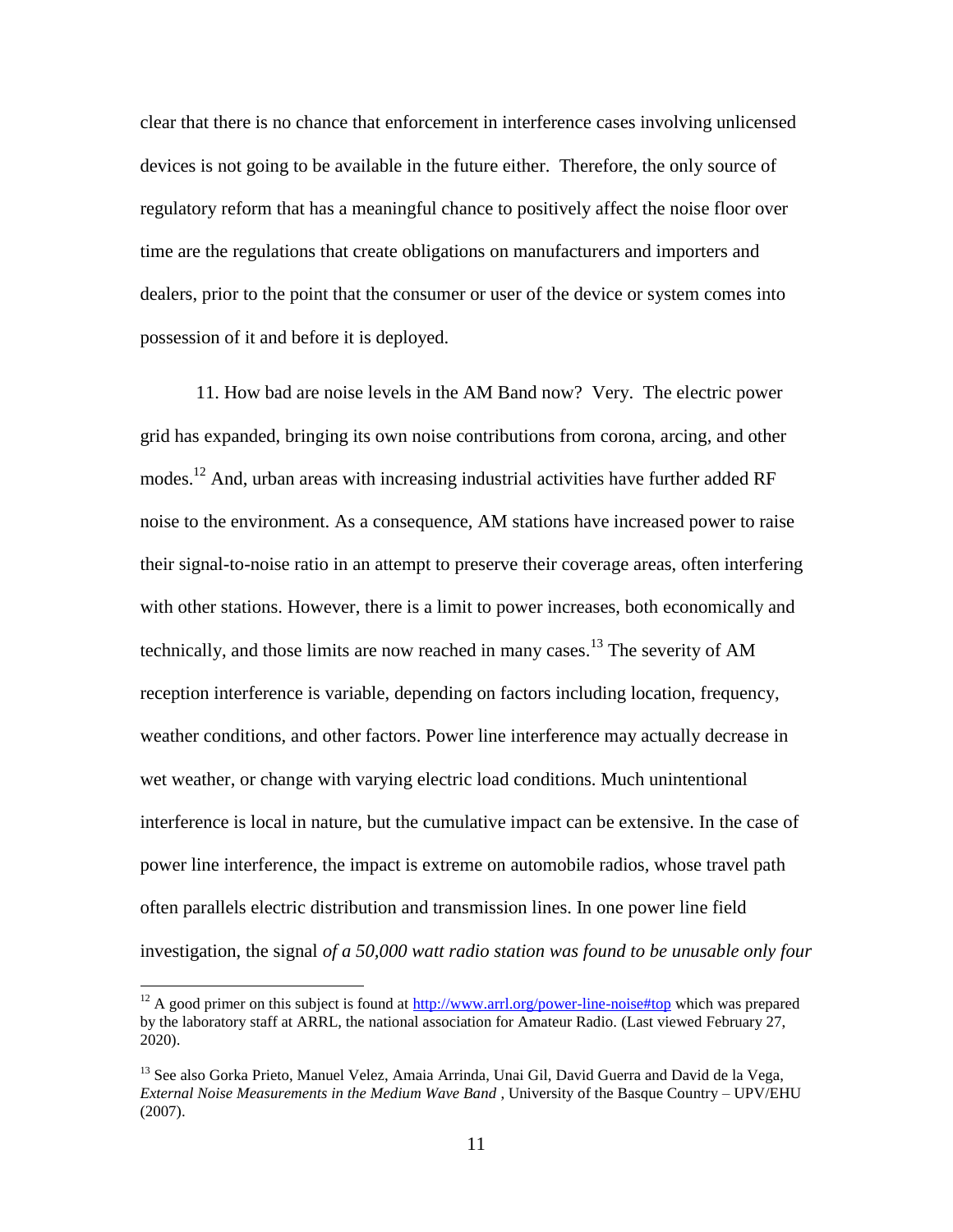clear that there is no chance that enforcement in interference cases involving unlicensed devices is not going to be available in the future either. Therefore, the only source of regulatory reform that has a meaningful chance to positively affect the noise floor over time are the regulations that create obligations on manufacturers and importers and dealers, prior to the point that the consumer or user of the device or system comes into possession of it and before it is deployed.

11. How bad are noise levels in the AM Band now? Very. The electric power grid has expanded, bringing its own noise contributions from corona, arcing, and other modes.[12] And, urban areas with increasing industrial activities have further added RF noise to the environment. As a consequence, AM stations have increased power to raise their signal-to-noise ratio in an attempt to preserve their coverage areas, often interfering with other stations. However, there is a limit to power increases, both economically and technically, and those limits are now reached in many cases.[13] The severity of AM reception interference is variable, depending on factors including location, frequency, weather conditions, and other factors. Power line interference may actually decrease in wet weather, or change with varying electric load conditions. Much unintentional interference is local in nature, but the cumulative impact can be extensive. In the case of power line interference, the impact is extreme on automobile radios, whose travel path often parallels electric distribution and transmission lines. In one power line field investigation, the signal *of a 50,000 watt radio station was found to be unusable only four*

---

[12] A good primer on this subject is found at http://www.arrl.org/power-line-noise#top which was prepared by the laboratory staff at ARRL, the national association for Amateur Radio. (Last viewed February 27, 2020).

[13] See also Gorka Prieto, Manuel Velez, Amaia Arrinda, Unai Gil, David Guerra and David de la Vega, *External Noise Measurements in the Medium Wave Band* , University of the Basque Country – UPV/EHU (2007).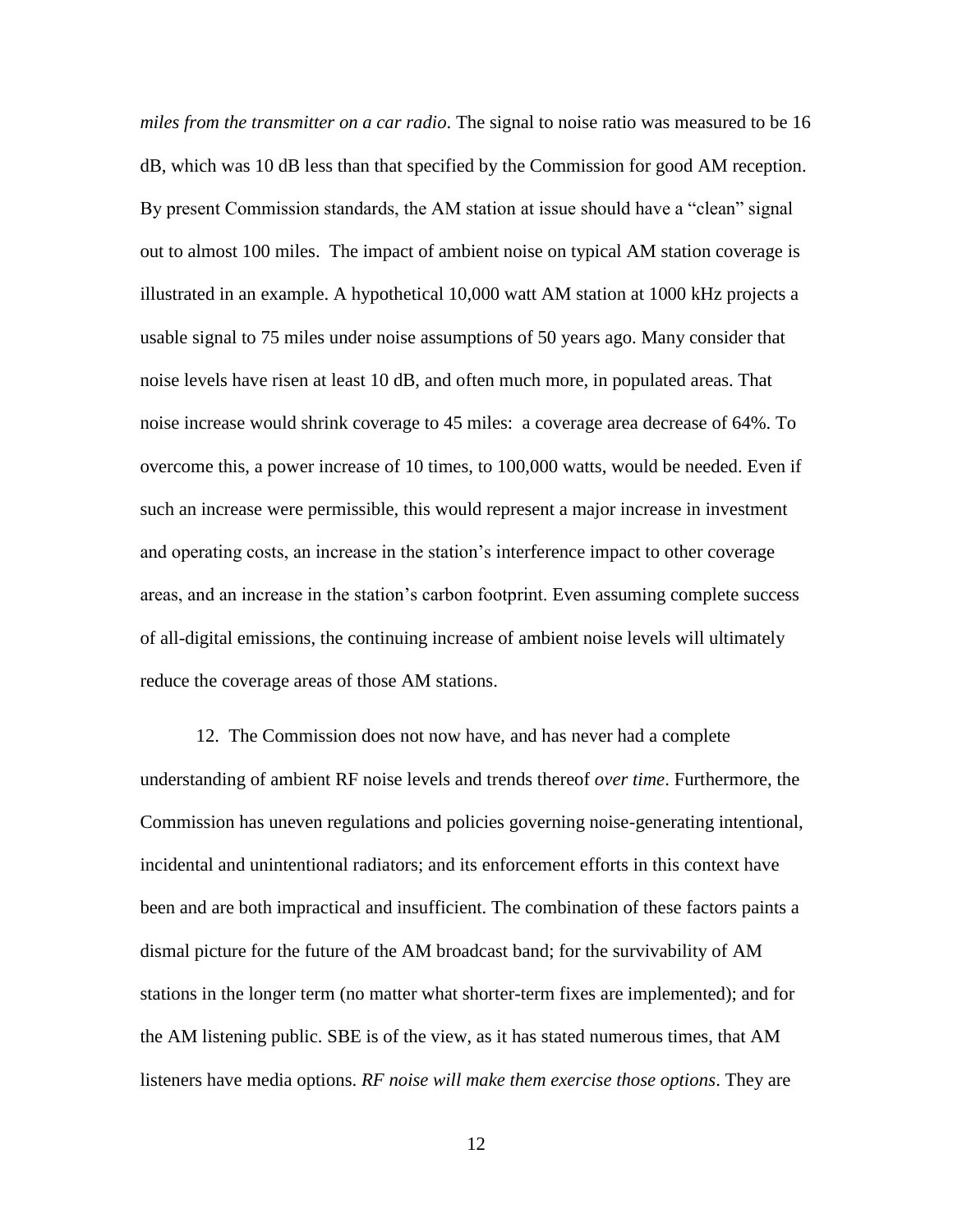*miles from the transmitter on a car radio*. The signal to noise ratio was measured to be 16 dB, which was 10 dB less than that specified by the Commission for good AM reception. By present Commission standards, the AM station at issue should have a "clean" signal out to almost 100 miles. The impact of ambient noise on typical AM station coverage is illustrated in an example. A hypothetical 10,000 watt AM station at 1000 kHz projects a usable signal to 75 miles under noise assumptions of 50 years ago. Many consider that noise levels have risen at least 10 dB, and often much more, in populated areas. That noise increase would shrink coverage to 45 miles: a coverage area decrease of 64%. To overcome this, a power increase of 10 times, to 100,000 watts, would be needed. Even if such an increase were permissible, this would represent a major increase in investment and operating costs, an increase in the station's interference impact to other coverage areas, and an increase in the station's carbon footprint. Even assuming complete success of all-digital emissions, the continuing increase of ambient noise levels will ultimately reduce the coverage areas of those AM stations.

12. The Commission does not now have, and has never had a complete understanding of ambient RF noise levels and trends thereof *over time*. Furthermore, the Commission has uneven regulations and policies governing noise-generating intentional, incidental and unintentional radiators; and its enforcement efforts in this context have been and are both impractical and insufficient. The combination of these factors paints a dismal picture for the future of the AM broadcast band; for the survivability of AM stations in the longer term (no matter what shorter-term fixes are implemented); and for the AM listening public. SBE is of the view, as it has stated numerous times, that AM listeners have media options. *RF noise will make them exercise those options*. They are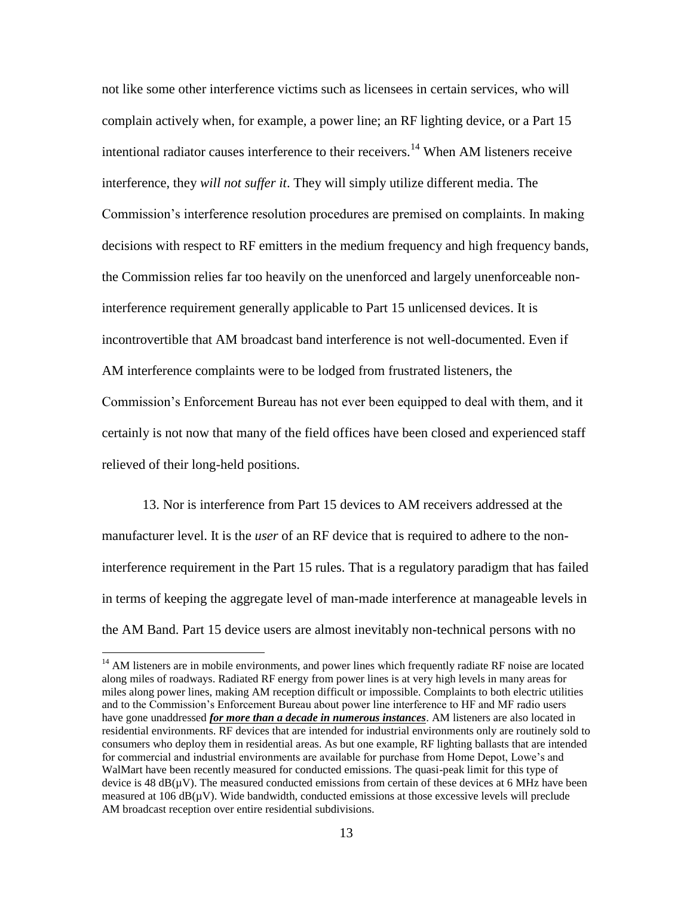not like some other interference victims such as licensees in certain services, who will complain actively when, for example, a power line; an RF lighting device, or a Part 15 intentional radiator causes interference to their receivers.[14] When AM listeners receive interference, they *will not suffer it*. They will simply utilize different media. The Commission's interference resolution procedures are premised on complaints. In making decisions with respect to RF emitters in the medium frequency and high frequency bands, the Commission relies far too heavily on the unenforced and largely unenforceable non-interference requirement generally applicable to Part 15 unlicensed devices. It is incontrovertible that AM broadcast band interference is not well-documented. Even if AM interference complaints were to be lodged from frustrated listeners, the Commission's Enforcement Bureau has not ever been equipped to deal with them, and it certainly is not now that many of the field offices have been closed and experienced staff relieved of their long-held positions.

13. Nor is interference from Part 15 devices to AM receivers addressed at the manufacturer level. It is the *user* of an RF device that is required to adhere to the non-interference requirement in the Part 15 rules. That is a regulatory paradigm that has failed in terms of keeping the aggregate level of man-made interference at manageable levels in the AM Band. Part 15 device users are almost inevitably non-technical persons with no

[14] AM listeners are in mobile environments, and power lines which frequently radiate RF noise are located along miles of roadways. Radiated RF energy from power lines is at very high levels in many areas for miles along power lines, making AM reception difficult or impossible. Complaints to both electric utilities and to the Commission's Enforcement Bureau about power line interference to HF and MF radio users have gone unaddressed ***for more than a decade in numerous instances***. AM listeners are also located in residential environments. RF devices that are intended for industrial environments only are routinely sold to consumers who deploy them in residential areas. As but one example, RF lighting ballasts that are intended for commercial and industrial environments are available for purchase from Home Depot, Lowe's and WalMart have been recently measured for conducted emissions. The quasi-peak limit for this type of device is 48 dB(μV). The measured conducted emissions from certain of these devices at 6 MHz have been measured at 106 dB(μV). Wide bandwidth, conducted emissions at those excessive levels will preclude AM broadcast reception over entire residential subdivisions.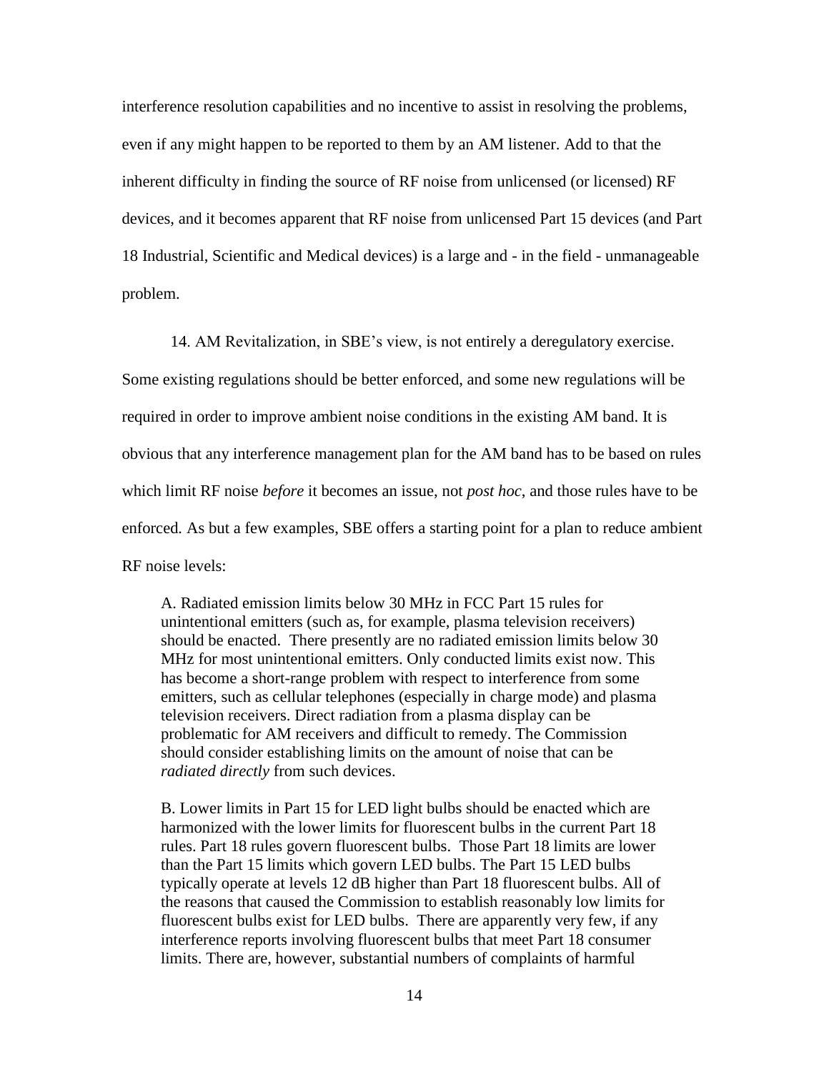interference resolution capabilities and no incentive to assist in resolving the problems, even if any might happen to be reported to them by an AM listener. Add to that the inherent difficulty in finding the source of RF noise from unlicensed (or licensed) RF devices, and it becomes apparent that RF noise from unlicensed Part 15 devices (and Part 18 Industrial, Scientific and Medical devices) is a large and - in the field - unmanageable problem.

14. AM Revitalization, in SBE's view, is not entirely a deregulatory exercise. Some existing regulations should be better enforced, and some new regulations will be required in order to improve ambient noise conditions in the existing AM band. It is obvious that any interference management plan for the AM band has to be based on rules which limit RF noise *before* it becomes an issue, not *post hoc*, and those rules have to be enforced. As but a few examples, SBE offers a starting point for a plan to reduce ambient RF noise levels:

> A. Radiated emission limits below 30 MHz in FCC Part 15 rules for unintentional emitters (such as, for example, plasma television receivers) should be enacted. There presently are no radiated emission limits below 30 MHz for most unintentional emitters. Only conducted limits exist now. This has become a short-range problem with respect to interference from some emitters, such as cellular telephones (especially in charge mode) and plasma television receivers. Direct radiation from a plasma display can be problematic for AM receivers and difficult to remedy. The Commission should consider establishing limits on the amount of noise that can be *radiated directly* from such devices.
>
> B. Lower limits in Part 15 for LED light bulbs should be enacted which are harmonized with the lower limits for fluorescent bulbs in the current Part 18 rules. Part 18 rules govern fluorescent bulbs. Those Part 18 limits are lower than the Part 15 limits which govern LED bulbs. The Part 15 LED bulbs typically operate at levels 12 dB higher than Part 18 fluorescent bulbs. All of the reasons that caused the Commission to establish reasonably low limits for fluorescent bulbs exist for LED bulbs. There are apparently very few, if any interference reports involving fluorescent bulbs that meet Part 18 consumer limits. There are, however, substantial numbers of complaints of harmful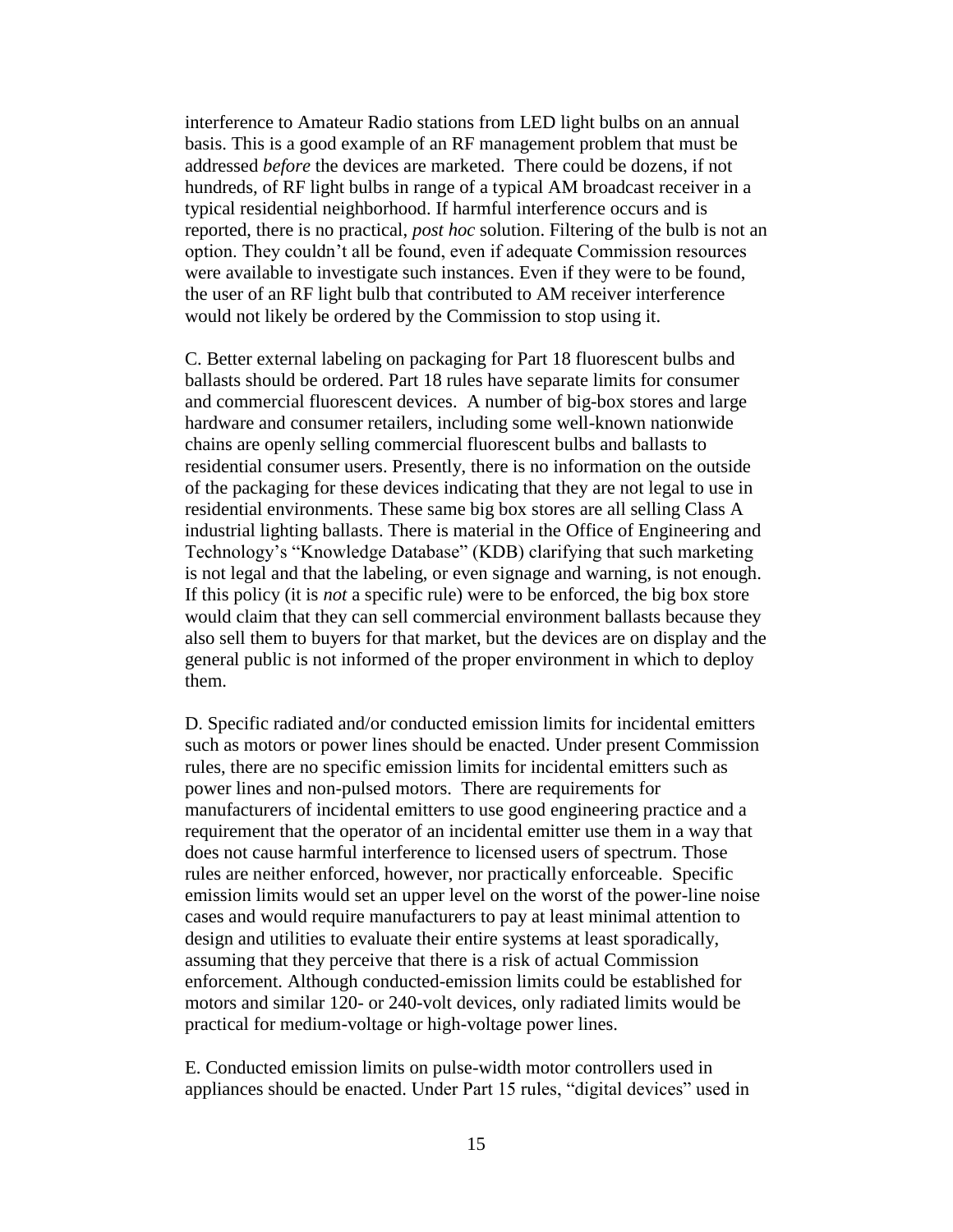interference to Amateur Radio stations from LED light bulbs on an annual basis. This is a good example of an RF management problem that must be addressed *before* the devices are marketed. There could be dozens, if not hundreds, of RF light bulbs in range of a typical AM broadcast receiver in a typical residential neighborhood. If harmful interference occurs and is reported, there is no practical, *post hoc* solution. Filtering of the bulb is not an option. They couldn't all be found, even if adequate Commission resources were available to investigate such instances. Even if they were to be found, the user of an RF light bulb that contributed to AM receiver interference would not likely be ordered by the Commission to stop using it.

C. Better external labeling on packaging for Part 18 fluorescent bulbs and ballasts should be ordered. Part 18 rules have separate limits for consumer and commercial fluorescent devices. A number of big-box stores and large hardware and consumer retailers, including some well-known nationwide chains are openly selling commercial fluorescent bulbs and ballasts to residential consumer users. Presently, there is no information on the outside of the packaging for these devices indicating that they are not legal to use in residential environments. These same big box stores are all selling Class A industrial lighting ballasts. There is material in the Office of Engineering and Technology's "Knowledge Database" (KDB) clarifying that such marketing is not legal and that the labeling, or even signage and warning, is not enough. If this policy (it is *not* a specific rule) were to be enforced, the big box store would claim that they can sell commercial environment ballasts because they also sell them to buyers for that market, but the devices are on display and the general public is not informed of the proper environment in which to deploy them.

D. Specific radiated and/or conducted emission limits for incidental emitters such as motors or power lines should be enacted. Under present Commission rules, there are no specific emission limits for incidental emitters such as power lines and non-pulsed motors. There are requirements for manufacturers of incidental emitters to use good engineering practice and a requirement that the operator of an incidental emitter use them in a way that does not cause harmful interference to licensed users of spectrum. Those rules are neither enforced, however, nor practically enforceable. Specific emission limits would set an upper level on the worst of the power-line noise cases and would require manufacturers to pay at least minimal attention to design and utilities to evaluate their entire systems at least sporadically, assuming that they perceive that there is a risk of actual Commission enforcement. Although conducted-emission limits could be established for motors and similar 120- or 240-volt devices, only radiated limits would be practical for medium-voltage or high-voltage power lines.

E. Conducted emission limits on pulse-width motor controllers used in appliances should be enacted. Under Part 15 rules, "digital devices" used in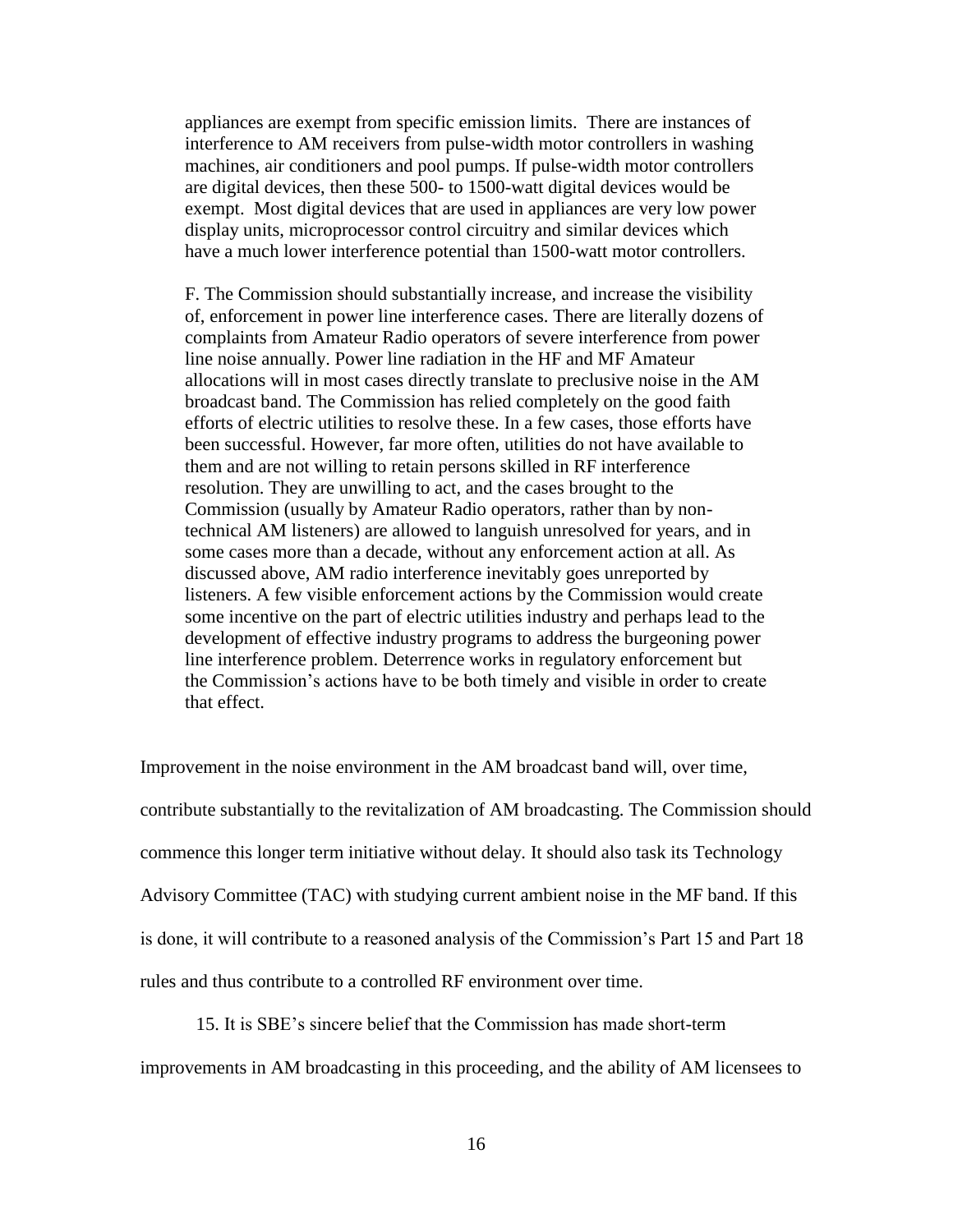appliances are exempt from specific emission limits. There are instances of interference to AM receivers from pulse-width motor controllers in washing machines, air conditioners and pool pumps. If pulse-width motor controllers are digital devices, then these 500- to 1500-watt digital devices would be exempt. Most digital devices that are used in appliances are very low power display units, microprocessor control circuitry and similar devices which have a much lower interference potential than 1500-watt motor controllers.

> F. The Commission should substantially increase, and increase the visibility of, enforcement in power line interference cases. There are literally dozens of complaints from Amateur Radio operators of severe interference from power line noise annually. Power line radiation in the HF and MF Amateur allocations will in most cases directly translate to preclusive noise in the AM broadcast band. The Commission has relied completely on the good faith efforts of electric utilities to resolve these. In a few cases, those efforts have been successful. However, far more often, utilities do not have available to them and are not willing to retain persons skilled in RF interference resolution. They are unwilling to act, and the cases brought to the Commission (usually by Amateur Radio operators, rather than by non-technical AM listeners) are allowed to languish unresolved for years, and in some cases more than a decade, without any enforcement action at all. As discussed above, AM radio interference inevitably goes unreported by listeners. A few visible enforcement actions by the Commission would create some incentive on the part of electric utilities industry and perhaps lead to the development of effective industry programs to address the burgeoning power line interference problem. Deterrence works in regulatory enforcement but the Commission's actions have to be both timely and visible in order to create that effect.

Improvement in the noise environment in the AM broadcast band will, over time, contribute substantially to the revitalization of AM broadcasting. The Commission should commence this longer term initiative without delay. It should also task its Technology Advisory Committee (TAC) with studying current ambient noise in the MF band. If this is done, it will contribute to a reasoned analysis of the Commission's Part 15 and Part 18 rules and thus contribute to a controlled RF environment over time.

15. It is SBE's sincere belief that the Commission has made short-term improvements in AM broadcasting in this proceeding, and the ability of AM licensees to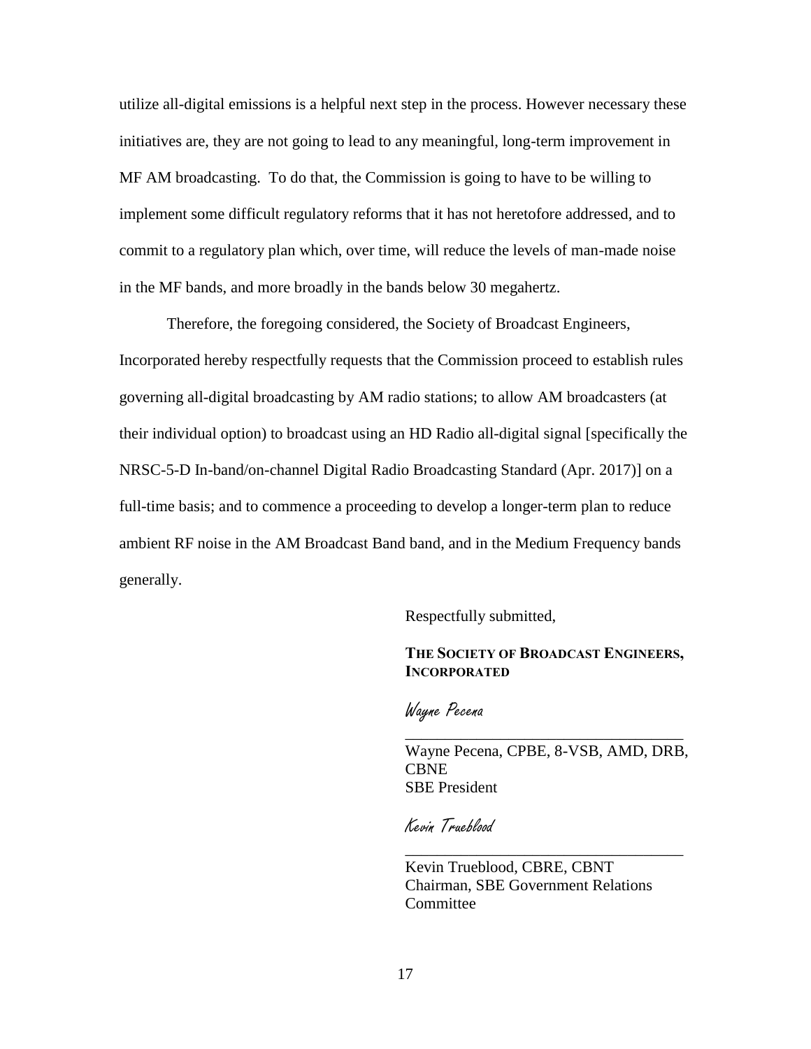utilize all-digital emissions is a helpful next step in the process. However necessary these initiatives are, they are not going to lead to any meaningful, long-term improvement in MF AM broadcasting. To do that, the Commission is going to have to be willing to implement some difficult regulatory reforms that it has not heretofore addressed, and to commit to a regulatory plan which, over time, will reduce the levels of man-made noise in the MF bands, and more broadly in the bands below 30 megahertz.

Therefore, the foregoing considered, the Society of Broadcast Engineers, Incorporated hereby respectfully requests that the Commission proceed to establish rules governing all-digital broadcasting by AM radio stations; to allow AM broadcasters (at their individual option) to broadcast using an HD Radio all-digital signal [specifically the NRSC-5-D In-band/on-channel Digital Radio Broadcasting Standard (Apr. 2017)] on a full-time basis; and to commence a proceeding to develop a longer-term plan to reduce ambient RF noise in the AM Broadcast Band band, and in the Medium Frequency bands generally.

Respectfully submitted,

**THE SOCIETY OF BROADCAST ENGINEERS, INCORPORATED**

*Wayne Pecena*

\_\_\_\_\_\_\_\_\_\_\_\_\_\_\_\_\_\_\_\_\_\_\_\_\_\_\_\_\_\_\_\_\_\_\_

Wayne Pecena, CPBE, 8-VSB, AMD, DRB, CBNE
SBE President

*Kevin Trueblood*

\_\_\_\_\_\_\_\_\_\_\_\_\_\_\_\_\_\_\_\_\_\_\_\_\_\_\_\_\_\_\_\_\_\_\_

Kevin Trueblood, CBRE, CBNT
Chairman, SBE Government Relations Committee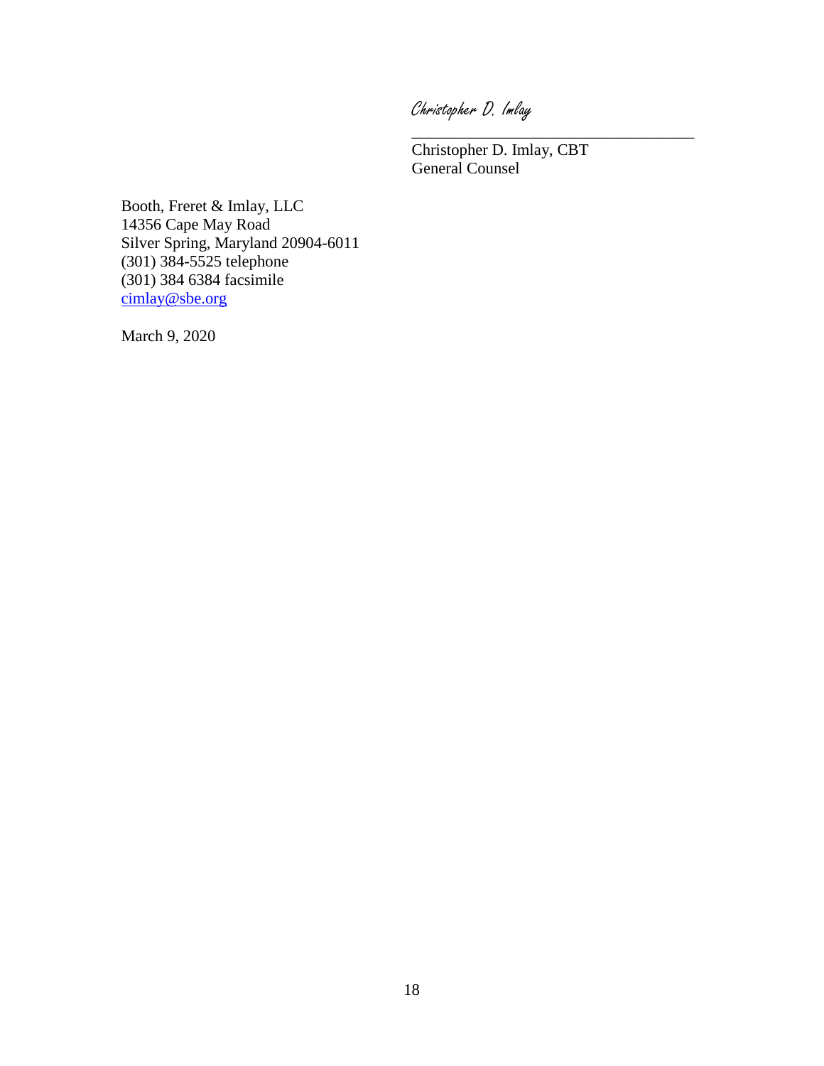Christopher D. Imlay

\_\_\_\_\_\_\_\_\_\_\_\_\_\_\_\_\_\_\_\_\_\_\_\_\_\_\_\_\_\_\_\_\_\_\_\_

Christopher D. Imlay, CBT
General Counsel

Booth, Freret & Imlay, LLC
14356 Cape May Road
Silver Spring, Maryland 20904-6011
(301) 384-5525 telephone
(301) 384 6384 facsimile
cimlay@sbe.org

March 9, 2020